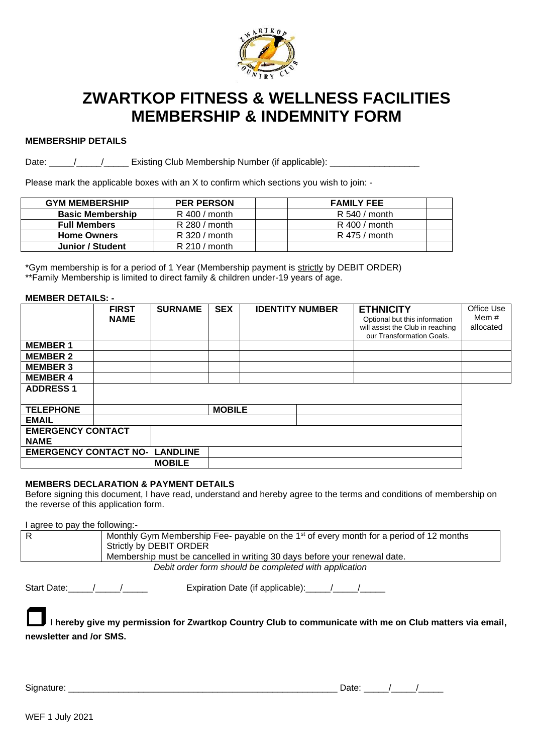# ZWARTKOP FITNESS & WELLNESS FACILITIES
# MEMBERSHIP & INDEMNITY FORM

**MEMBERSHIP DETAILS**

Date: _____/_____/_____ Existing Club Membership Number (if applicable): __________________

Please mark the applicable boxes with an X to confirm which sections you wish to join: -

| GYM MEMBERSHIP | PER PERSON | | FAMILY FEE | |
|---|---|---|---|---|
| **Basic Membership** | R 400 / month | | R 540 / month | |
| **Full Members** | R 280 / month | | R 400 / month | |
| **Home Owners** | R 320 / month | | R 475 / month | |
| **Junior / Student** | R 210 / month | | | |

*Gym membership is for a period of 1 Year (Membership payment is strictly by DEBIT ORDER)
**Family Membership is limited to direct family & children under-19 years of age.

**MEMBER DETAILS: -**

| | FIRST NAME | SURNAME | SEX | IDENTITY NUMBER | ETHNICITY Optional but this information will assist the Club in reaching our Transformation Goals. | Office Use Mem # allocated |
|---|---|---|---|---|---|---|
| **MEMBER 1** | | | | | | |
| **MEMBER 2** | | | | | | |
| **MEMBER 3** | | | | | | |
| **MEMBER 4** | | | | | | |
| **ADDRESS 1** | | | | | | |
| **TELEPHONE** | | | **MOBILE** | | | |
| **EMAIL** | | | | | | |
| **EMERGENCY CONTACT NAME** | | | | | | |
| **EMERGENCY CONTACT NO- LANDLINE** | | | | | | |
| **MOBILE** | | | | | | |

**MEMBERS DECLARATION & PAYMENT DETAILS**

Before signing this document, I have read, understand and hereby agree to the terms and conditions of membership on the reverse of this application form.

I agree to pay the following:-

| R | Monthly Gym Membership Fee- payable on the 1st of every month for a period of 12 months Strictly by DEBIT ORDER Membership must be cancelled in writing 30 days before your renewal date. |
|---|---|

*Debit order form should be completed with application*

Start Date:_____/_____/_____ Expiration Date (if applicable):_____/_____/_____

☐ **I hereby give my permission for Zwartkop Country Club to communicate with me on Club matters via email, newsletter and /or SMS.**

Signature: _______________________________________________________ Date: _____/_____/_____

WEF 1 July 2021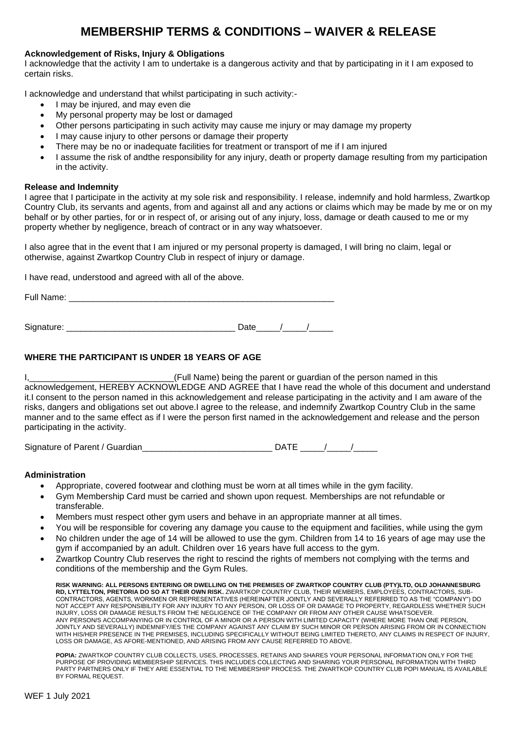# MEMBERSHIP TERMS & CONDITIONS – WAIVER & RELEASE

**Acknowledgement of Risks, Injury & Obligations**

I acknowledge that the activity I am to undertake is a dangerous activity and that by participating in it I am exposed to certain risks.

I acknowledge and understand that whilst participating in such activity:-

- I may be injured, and may even die
- My personal property may be lost or damaged
- Other persons participating in such activity may cause me injury or may damage my property
- I may cause injury to other persons or damage their property
- There may be no or inadequate facilities for treatment or transport of me if I am injured
- I assume the risk of andthe responsibility for any injury, death or property damage resulting from my participation in the activity.

**Release and Indemnity**

I agree that I participate in the activity at my sole risk and responsibility. I release, indemnify and hold harmless, Zwartkop Country Club, its servants and agents, from and against all and any actions or claims which may be made by me or on my behalf or by other parties, for or in respect of, or arising out of any injury, loss, damage or death caused to me or my property whether by negligence, breach of contract or in any way whatsoever.

I also agree that in the event that I am injured or my personal property is damaged, I will bring no claim, legal or otherwise, against Zwartkop Country Club in respect of injury or damage.

I have read, understood and agreed with all of the above.

Full Name: ___________________________________________________________

Signature: ___________________________________ Date_____/_____/_____

**WHERE THE PARTICIPANT IS UNDER 18 YEARS OF AGE**

I,______________________________(Full Name) being the parent or guardian of the person named in this acknowledgement, HEREBY ACKNOWLEDGE AND AGREE that I have read the whole of this document and understand it.I consent to the person named in this acknowledgement and release participating in the activity and I am aware of the risks, dangers and obligations set out above.I agree to the release, and indemnify Zwartkop Country Club in the same manner and to the same effect as if I were the person first named in the acknowledgement and release and the person participating in the activity.

Signature of Parent / Guardian___________________________ DATE _____/_____/_____

**Administration**

- Appropriate, covered footwear and clothing must be worn at all times while in the gym facility.
- Gym Membership Card must be carried and shown upon request. Memberships are not refundable or transferable.
- Members must respect other gym users and behave in an appropriate manner at all times.
- You will be responsible for covering any damage you cause to the equipment and facilities, while using the gym
- No children under the age of 14 will be allowed to use the gym. Children from 14 to 16 years of age may use the gym if accompanied by an adult. Children over 16 years have full access to the gym.
- Zwartkop Country Club reserves the right to rescind the rights of members not complying with the terms and conditions of the membership and the Gym Rules.

**RISK WARNING: ALL PERSONS ENTERING OR DWELLING ON THE PREMISES OF ZWARTKOP COUNTRY CLUB (PTY)LTD, OLD JOHANNESBURG RD, LYTTELTON, PRETORIA DO SO AT THEIR OWN RISK.** ZWARTKOP COUNTRY CLUB, THEIR MEMBERS, EMPLOYEES, CONTRACTORS, SUB-CONTRACTORS, AGENTS, WORKMEN OR REPRESENTATIVES (HEREINAFTER JOINTLY AND SEVERALLY REFERRED TO AS THE "COMPANY") DO NOT ACCEPT ANY RESPONSIBILITY FOR ANY INJURY TO ANY PERSON, OR LOSS OF OR DAMAGE TO PROPERTY, REGARDLESS WHETHER SUCH INJURY, LOSS OR DAMAGE RESULTS FROM THE NEGLIGENCE OF THE COMPANY OR FROM ANY OTHER CAUSE WHATSOEVER. ANY PERSON/S ACCOMPANYING OR IN CONTROL OF A MINOR OR A PERSON WITH LIMITED CAPACITY (WHERE MORE THAN ONE PERSON, JOINTLY AND SEVERALLY) INDEMNIFY/IES THE COMPANY AGAINST ANY CLAIM BY SUCH MINOR OR PERSON ARISING FROM OR IN CONNECTION WITH HIS/HER PRESENCE IN THE PREMISES, INCLUDING SPECIFICALLY WITHOUT BEING LIMITED THERETO, ANY CLAIMS IN RESPECT OF INJURY, LOSS OR DAMAGE, AS AFORE-MENTIONED, AND ARISING FROM ANY CAUSE REFERRED TO ABOVE.

**POPIA:** ZWARTKOP COUNTRY CLUB COLLECTS, USES, PROCESSES, RETAINS AND SHARES YOUR PERSONAL INFORMATION ONLY FOR THE PURPOSE OF PROVIDING MEMBERSHIP SERVICES. THIS INCLUDES COLLECTING AND SHARING YOUR PERSONAL INFORMATION WITH THIRD PARTY PARTNERS ONLY IF THEY ARE ESSENTIAL TO THE MEMBERSHIP PROCESS. THE ZWARTKOP COUNTRY CLUB POPI MANUAL IS AVAILABLE BY FORMAL REQUEST.

WEF 1 July 2021